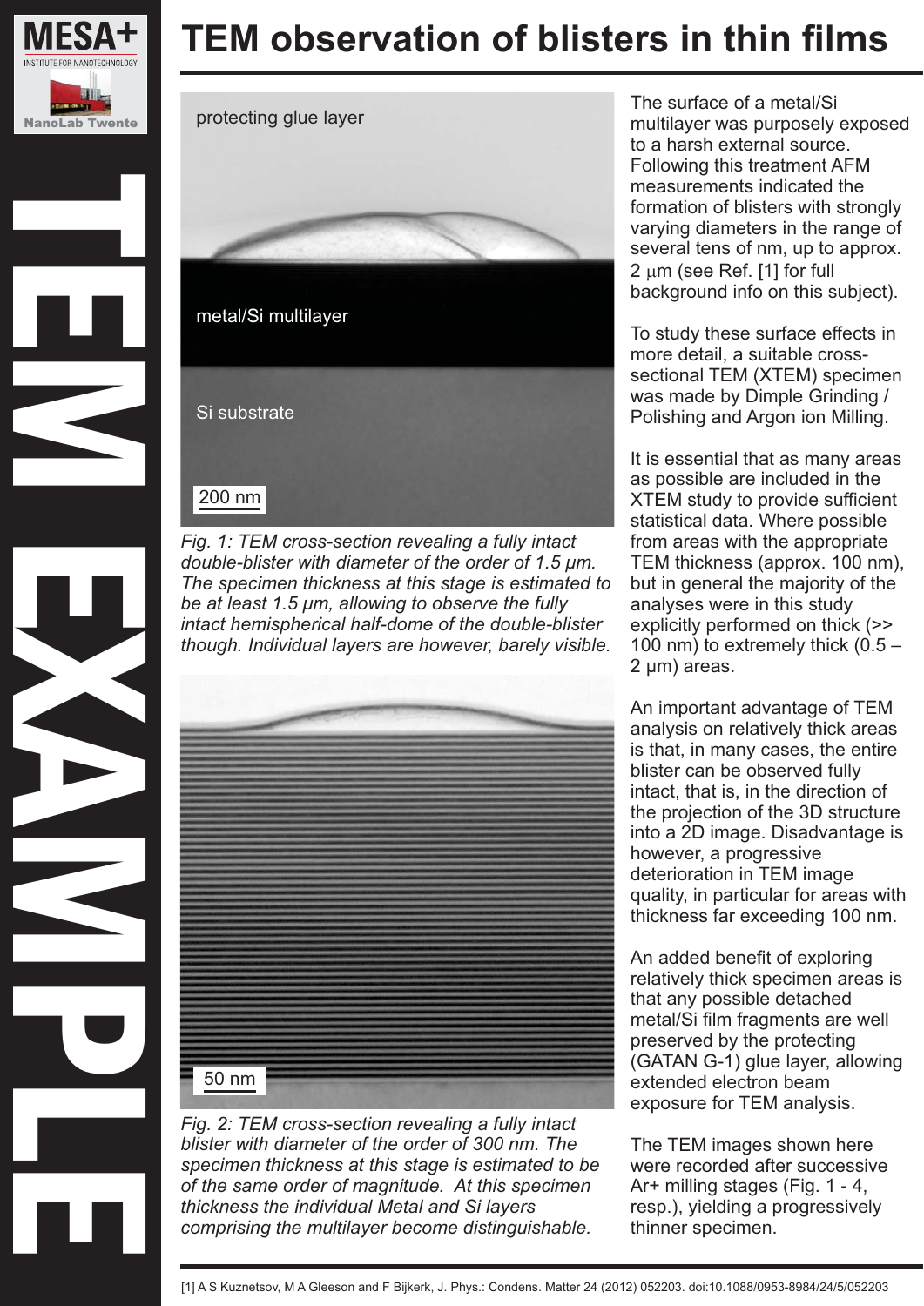# TEM observation of blisters in thin films

MESA+ INSTITUTE FOR NANOTECHNOLOGY

NanoLab Twente

TEM EXAMPLE

*Fig. 1: TEM cross-section revealing a fully intact double-blister with diameter of the order of 1.5 µm. The specimen thickness at this stage is estimated to be at least 1.5 µm, allowing to observe the fully intact hemispherical half-dome of the double-blister though. Individual layers are however, barely visible.*

*Fig. 2: TEM cross-section revealing a fully intact blister with diameter of the order of 300 nm. The specimen thickness at this stage is estimated to be of the same order of magnitude. At this specimen thickness the individual Metal and Si layers comprising the multilayer become distinguishable.*

The surface of a metal/Si multilayer was purposely exposed to a harsh external source. Following this treatment AFM measurements indicated the formation of blisters with strongly varying diameters in the range of several tens of nm, up to approx. 2 μm (see Ref. [1] for full background info on this subject).

To study these surface effects in more detail, a suitable cross-sectional TEM (XTEM) specimen was made by Dimple Grinding / Polishing and Argon ion Milling.

It is essential that as many areas as possible are included in the XTEM study to provide sufficient statistical data. Where possible from areas with the appropriate TEM thickness (approx. 100 nm), but in general the majority of the analyses were in this study explicitly performed on thick (>> 100 nm) to extremely thick (0.5 – 2 µm) areas.

An important advantage of TEM analysis on relatively thick areas is that, in many cases, the entire blister can be observed fully intact, that is, in the direction of the projection of the 3D structure into a 2D image. Disadvantage is however, a progressive deterioration in TEM image quality, in particular for areas with thickness far exceeding 100 nm.

An added benefit of exploring relatively thick specimen areas is that any possible detached metal/Si film fragments are well preserved by the protecting (GATAN G-1) glue layer, allowing extended electron beam exposure for TEM analysis.

The TEM images shown here were recorded after successive Ar+ milling stages (Fig. 1 - 4, resp.), yielding a progressively thinner specimen.

[1] A S Kuznetsov, M A Gleeson and F Bijkerk, J. Phys.: Condens. Matter 24 (2012) 052203. doi:10.1088/0953-8984/24/5/052203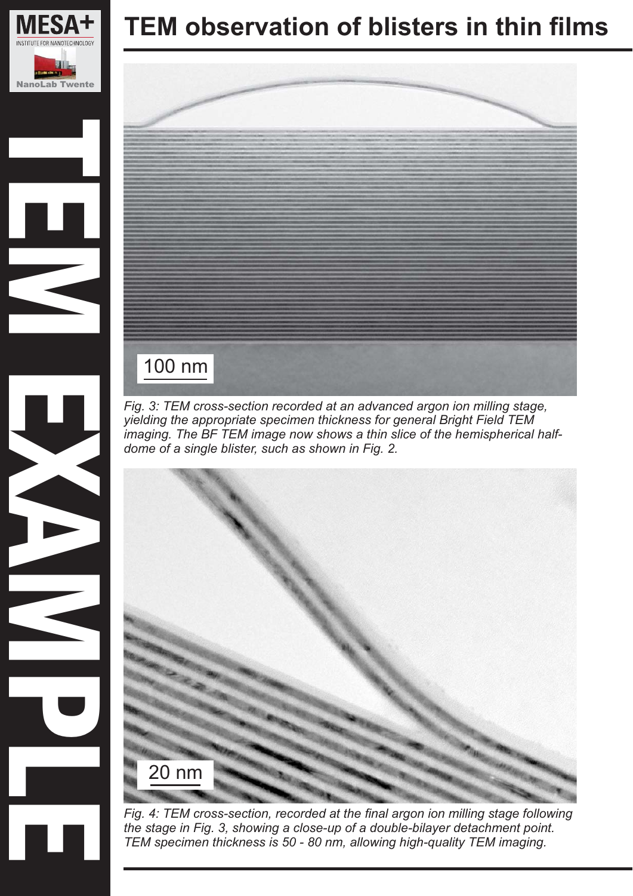# TEM observation of blisters in thin films

100 nm

*Fig. 3: TEM cross-section recorded at an advanced argon ion milling stage, yielding the appropriate specimen thickness for general Bright Field TEM imaging. The BF TEM image now shows a thin slice of the hemispherical half-dome of a single blister, such as shown in Fig. 2.*

20 nm

*Fig. 4: TEM cross-section, recorded at the final argon ion milling stage following the stage in Fig. 3, showing a close-up of a double-bilayer detachment point. TEM specimen thickness is 50 - 80 nm, allowing high-quality TEM imaging.*